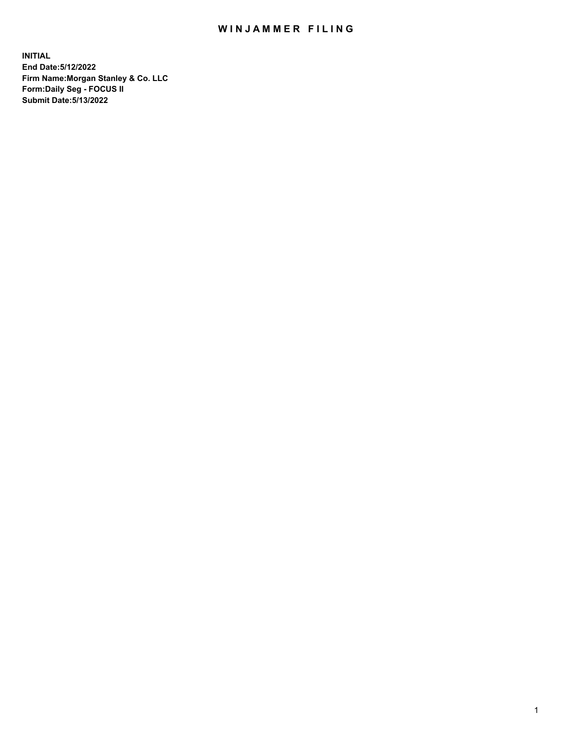# WINJAMMER FILING

**INITIAL**
**End Date:5/12/2022**
**Firm Name:Morgan Stanley & Co. LLC**
**Form:Daily Seg - FOCUS II**
**Submit Date:5/13/2022**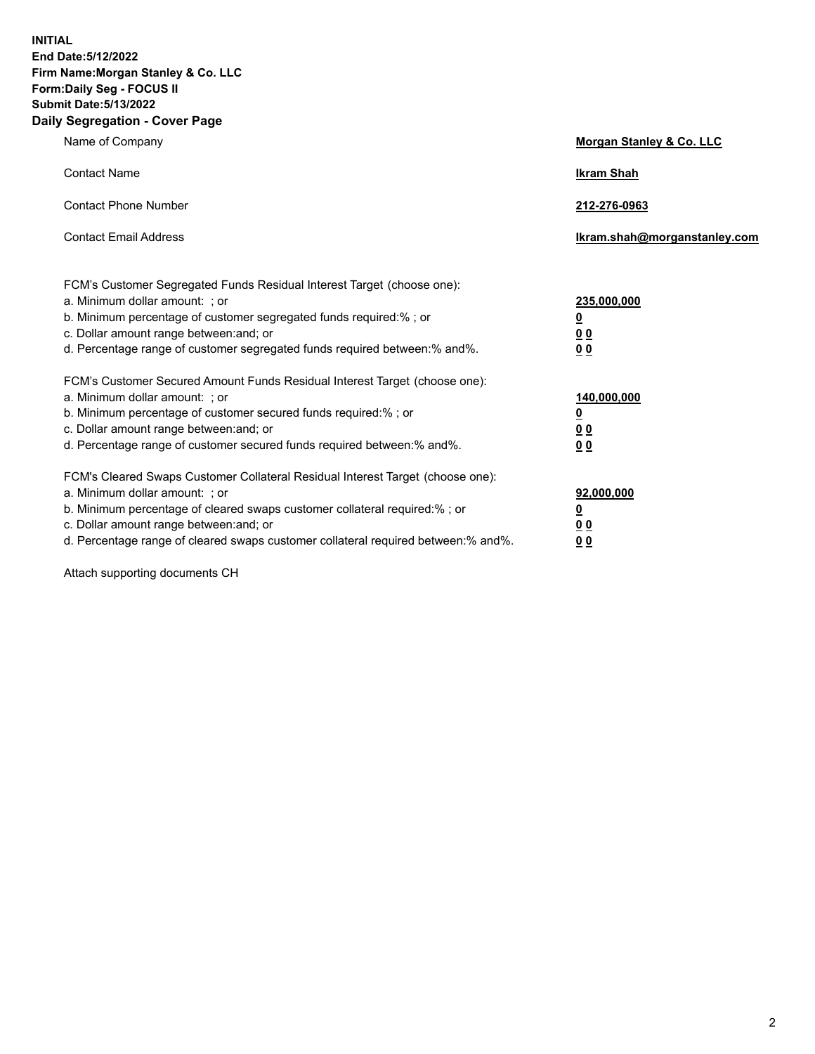**INITIAL**
**End Date:5/12/2022**
**Firm Name:Morgan Stanley & Co. LLC**
**Form:Daily Seg - FOCUS II**
**Submit Date:5/13/2022**

## Daily Segregation - Cover Page

| | |
|---|---|
| Name of Company | **Morgan Stanley & Co. LLC** |
| Contact Name | **Ikram Shah** |
| Contact Phone Number | **212-276-0963** |
| Contact Email Address | **Ikram.shah@morganstanley.com** |

| | |
|---|---|
| FCM's Customer Segregated Funds Residual Interest Target (choose one): | |
| a. Minimum dollar amount: ; or | **235,000,000** |
| b. Minimum percentage of customer segregated funds required:% ; or | **0** |
| c. Dollar amount range between:and; or | **0 0** |
| d. Percentage range of customer segregated funds required between:% and%. | **0 0** |
| FCM's Customer Secured Amount Funds Residual Interest Target (choose one): | |
| a. Minimum dollar amount: ; or | **140,000,000** |
| b. Minimum percentage of customer secured funds required:% ; or | **0** |
| c. Dollar amount range between:and; or | **0 0** |
| d. Percentage range of customer secured funds required between:% and%. | **0 0** |
| FCM's Cleared Swaps Customer Collateral Residual Interest Target (choose one): | |
| a. Minimum dollar amount: ; or | **92,000,000** |
| b. Minimum percentage of cleared swaps customer collateral required:% ; or | **0** |
| c. Dollar amount range between:and; or | **0 0** |
| d. Percentage range of cleared swaps customer collateral required between:% and%. | **0 0** |

Attach supporting documents CH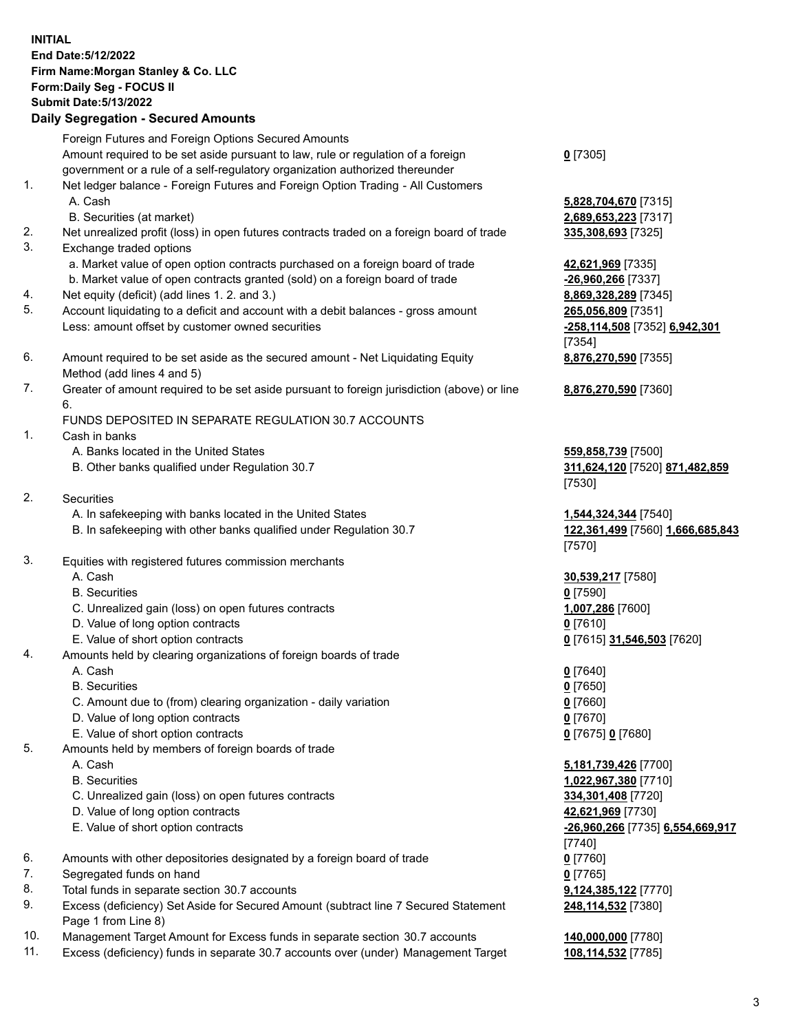**INITIAL**
**End Date:5/12/2022**
**Firm Name:Morgan Stanley & Co. LLC**
**Form:Daily Seg - FOCUS II**
**Submit Date:5/13/2022**

## Daily Segregation - Secured Amounts

| | | |
|---|---|---|
| | Foreign Futures and Foreign Options Secured Amounts | |
| | Amount required to be set aside pursuant to law, rule or regulation of a foreign government or a rule of a self-regulatory organization authorized thereunder | **0** [7305] |
| 1. | Net ledger balance - Foreign Futures and Foreign Option Trading - All Customers | |
| | A. Cash | **5,828,704,670** [7315] |
| | B. Securities (at market) | **2,689,653,223** [7317] |
| 2. | Net unrealized profit (loss) in open futures contracts traded on a foreign board of trade | **335,308,693** [7325] |
| 3. | Exchange traded options | |
| | a. Market value of open option contracts purchased on a foreign board of trade | **42,621,969** [7335] |
| | b. Market value of open contracts granted (sold) on a foreign board of trade | **-26,960,266** [7337] |
| 4. | Net equity (deficit) (add lines 1. 2. and 3.) | **8,869,328,289** [7345] |
| 5. | Account liquidating to a deficit and account with a debit balances - gross amount | **265,056,809** [7351] |
| | Less: amount offset by customer owned securities | **-258,114,508** [7352] **6,942,301** [7354] |
| 6. | Amount required to be set aside as the secured amount - Net Liquidating Equity Method (add lines 4 and 5) | **8,876,270,590** [7355] |
| 7. | Greater of amount required to be set aside pursuant to foreign jurisdiction (above) or line 6. | **8,876,270,590** [7360] |
| | FUNDS DEPOSITED IN SEPARATE REGULATION 30.7 ACCOUNTS | |
| 1. | Cash in banks | |
| | A. Banks located in the United States | **559,858,739** [7500] |
| | B. Other banks qualified under Regulation 30.7 | **311,624,120** [7520] **871,482,859** [7530] |
| 2. | Securities | |
| | A. In safekeeping with banks located in the United States | **1,544,324,344** [7540] |
| | B. In safekeeping with other banks qualified under Regulation 30.7 | **122,361,499** [7560] **1,666,685,843** [7570] |
| 3. | Equities with registered futures commission merchants | |
| | A. Cash | **30,539,217** [7580] |
| | B. Securities | **0** [7590] |
| | C. Unrealized gain (loss) on open futures contracts | **1,007,286** [7600] |
| | D. Value of long option contracts | **0** [7610] |
| | E. Value of short option contracts | **0** [7615] **31,546,503** [7620] |
| 4. | Amounts held by clearing organizations of foreign boards of trade | |
| | A. Cash | **0** [7640] |
| | B. Securities | **0** [7650] |
| | C. Amount due to (from) clearing organization - daily variation | **0** [7660] |
| | D. Value of long option contracts | **0** [7670] |
| | E. Value of short option contracts | **0** [7675] **0** [7680] |
| 5. | Amounts held by members of foreign boards of trade | |
| | A. Cash | **5,181,739,426** [7700] |
| | B. Securities | **1,022,967,380** [7710] |
| | C. Unrealized gain (loss) on open futures contracts | **334,301,408** [7720] |
| | D. Value of long option contracts | **42,621,969** [7730] |
| | E. Value of short option contracts | **-26,960,266** [7735] **6,554,669,917** [7740] |
| 6. | Amounts with other depositories designated by a foreign board of trade | **0** [7760] |
| 7. | Segregated funds on hand | **0** [7765] |
| 8. | Total funds in separate section 30.7 accounts | **9,124,385,122** [7770] |
| 9. | Excess (deficiency) Set Aside for Secured Amount (subtract line 7 Secured Statement Page 1 from Line 8) | **248,114,532** [7380] |
| 10. | Management Target Amount for Excess funds in separate section 30.7 accounts | **140,000,000** [7780] |
| 11. | Excess (deficiency) funds in separate 30.7 accounts over (under) Management Target | **108,114,532** [7785] |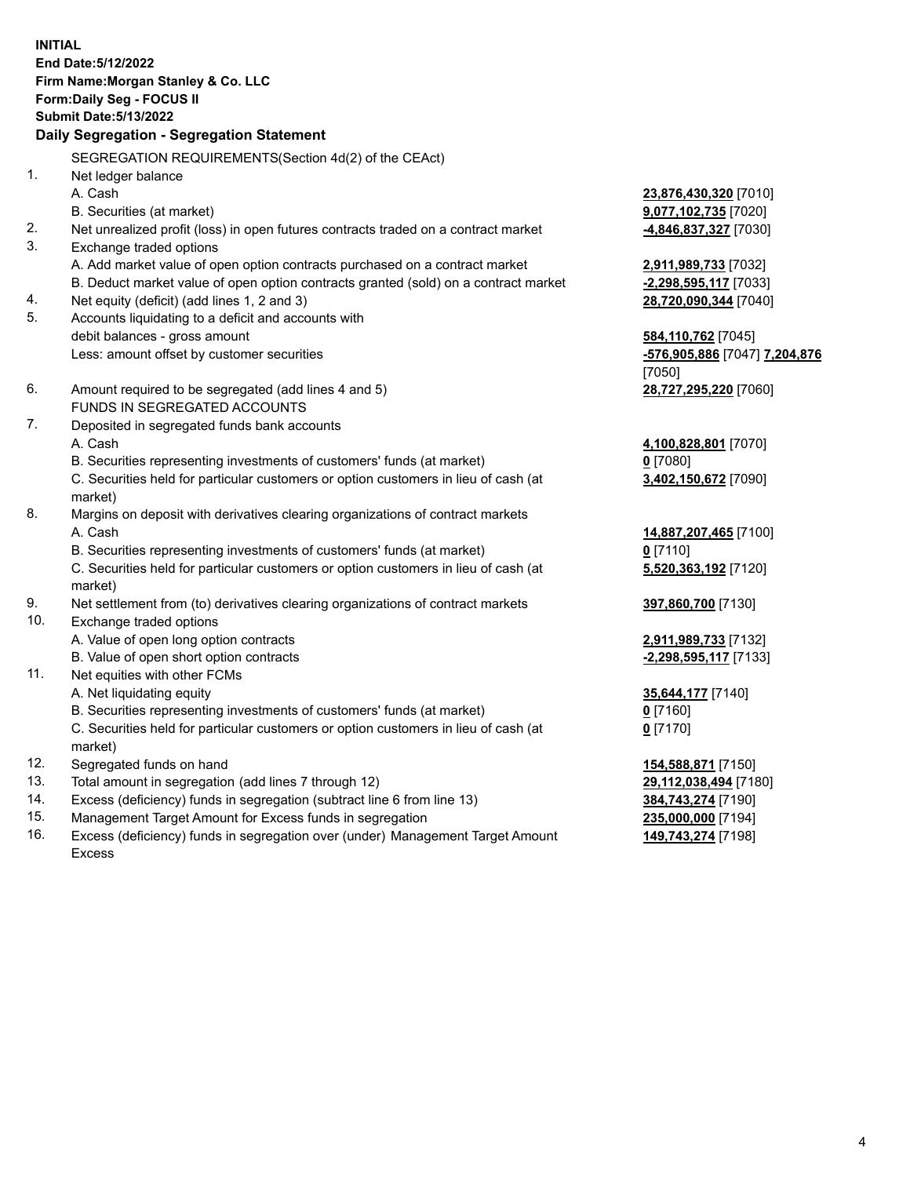**INITIAL**
**End Date:5/12/2022**
**Firm Name:Morgan Stanley & Co. LLC**
**Form:Daily Seg - FOCUS II**
**Submit Date:5/13/2022**

## Daily Segregation - Segregation Statement

SEGREGATION REQUIREMENTS(Section 4d(2) of the CEAct)

| | | |
|---|---|---|
| 1. | Net ledger balance | |
| | A. Cash | **23,876,430,320** [7010] |
| | B. Securities (at market) | **9,077,102,735** [7020] |
| 2. | Net unrealized profit (loss) in open futures contracts traded on a contract market | **-4,846,837,327** [7030] |
| 3. | Exchange traded options | |
| | A. Add market value of open option contracts purchased on a contract market | **2,911,989,733** [7032] |
| | B. Deduct market value of open option contracts granted (sold) on a contract market | **-2,298,595,117** [7033] |
| 4. | Net equity (deficit) (add lines 1, 2 and 3) | **28,720,090,344** [7040] |
| 5. | Accounts liquidating to a deficit and accounts with debit balances - gross amount | **584,110,762** [7045] |
| | Less: amount offset by customer securities | **-576,905,886** [7047] **7,204,876** [7050] |
| 6. | Amount required to be segregated (add lines 4 and 5) | **28,727,295,220** [7060] |
| | FUNDS IN SEGREGATED ACCOUNTS | |
| 7. | Deposited in segregated funds bank accounts | |
| | A. Cash | **4,100,828,801** [7070] |
| | B. Securities representing investments of customers' funds (at market) | **0** [7080] |
| | C. Securities held for particular customers or option customers in lieu of cash (at market) | **3,402,150,672** [7090] |
| 8. | Margins on deposit with derivatives clearing organizations of contract markets | |
| | A. Cash | **14,887,207,465** [7100] |
| | B. Securities representing investments of customers' funds (at market) | **0** [7110] |
| | C. Securities held for particular customers or option customers in lieu of cash (at market) | **5,520,363,192** [7120] |
| 9. | Net settlement from (to) derivatives clearing organizations of contract markets | **397,860,700** [7130] |
| 10. | Exchange traded options | |
| | A. Value of open long option contracts | **2,911,989,733** [7132] |
| | B. Value of open short option contracts | **-2,298,595,117** [7133] |
| 11. | Net equities with other FCMs | |
| | A. Net liquidating equity | **35,644,177** [7140] |
| | B. Securities representing investments of customers' funds (at market) | **0** [7160] |
| | C. Securities held for particular customers or option customers in lieu of cash (at market) | **0** [7170] |
| 12. | Segregated funds on hand | **154,588,871** [7150] |
| 13. | Total amount in segregation (add lines 7 through 12) | **29,112,038,494** [7180] |
| 14. | Excess (deficiency) funds in segregation (subtract line 6 from line 13) | **384,743,274** [7190] |
| 15. | Management Target Amount for Excess funds in segregation | **235,000,000** [7194] |
| 16. | Excess (deficiency) funds in segregation over (under) Management Target Amount Excess | **149,743,274** [7198] |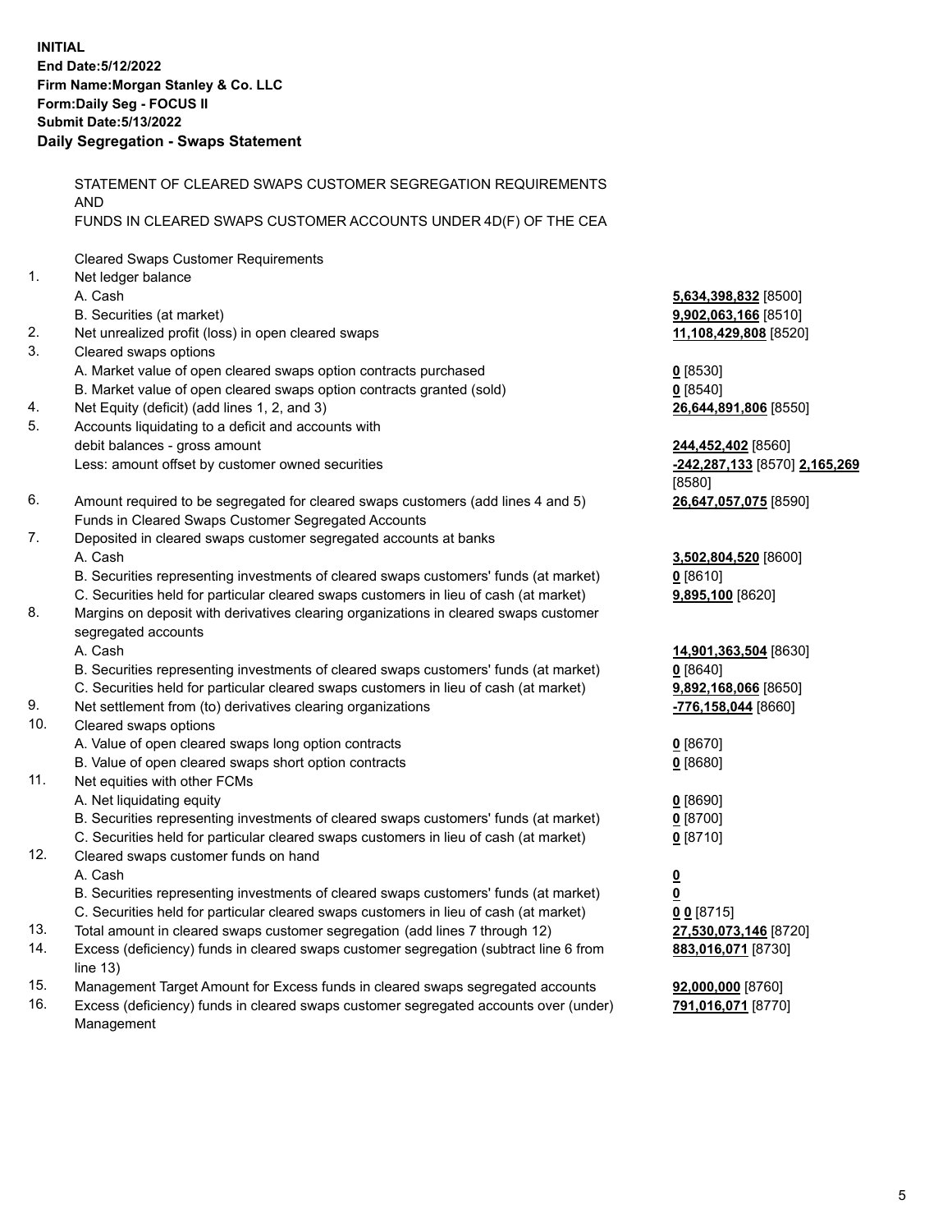**INITIAL**
**End Date:5/12/2022**
**Firm Name:Morgan Stanley & Co. LLC**
**Form:Daily Seg - FOCUS II**
**Submit Date:5/13/2022**

**Daily Segregation - Swaps Statement**

STATEMENT OF CLEARED SWAPS CUSTOMER SEGREGATION REQUIREMENTS AND FUNDS IN CLEARED SWAPS CUSTOMER ACCOUNTS UNDER 4D(F) OF THE CEA

| | | |
|---|---|---|
| | Cleared Swaps Customer Requirements | |
| 1. | Net ledger balance | |
| | A. Cash | **5,634,398,832** [8500] |
| | B. Securities (at market) | **9,902,063,166** [8510] |
| 2. | Net unrealized profit (loss) in open cleared swaps | **11,108,429,808** [8520] |
| 3. | Cleared swaps options | |
| | A. Market value of open cleared swaps option contracts purchased | **0** [8530] |
| | B. Market value of open cleared swaps option contracts granted (sold) | **0** [8540] |
| 4. | Net Equity (deficit) (add lines 1, 2, and 3) | **26,644,891,806** [8550] |
| 5. | Accounts liquidating to a deficit and accounts with debit balances - gross amount | **244,452,402** [8560] |
| | Less: amount offset by customer owned securities | **-242,287,133** [8570] **2,165,269** [8580] |
| 6. | Amount required to be segregated for cleared swaps customers (add lines 4 and 5) | **26,647,057,075** [8590] |
| | Funds in Cleared Swaps Customer Segregated Accounts | |
| 7. | Deposited in cleared swaps customer segregated accounts at banks | |
| | A. Cash | **3,502,804,520** [8600] |
| | B. Securities representing investments of cleared swaps customers' funds (at market) | **0** [8610] |
| | C. Securities held for particular cleared swaps customers in lieu of cash (at market) | **9,895,100** [8620] |
| 8. | Margins on deposit with derivatives clearing organizations in cleared swaps customer segregated accounts | |
| | A. Cash | **14,901,363,504** [8630] |
| | B. Securities representing investments of cleared swaps customers' funds (at market) | **0** [8640] |
| | C. Securities held for particular cleared swaps customers in lieu of cash (at market) | **9,892,168,066** [8650] |
| 9. | Net settlement from (to) derivatives clearing organizations | **-776,158,044** [8660] |
| 10. | Cleared swaps options | |
| | A. Value of open cleared swaps long option contracts | **0** [8670] |
| | B. Value of open cleared swaps short option contracts | **0** [8680] |
| 11. | Net equities with other FCMs | |
| | A. Net liquidating equity | **0** [8690] |
| | B. Securities representing investments of cleared swaps customers' funds (at market) | **0** [8700] |
| | C. Securities held for particular cleared swaps customers in lieu of cash (at market) | **0** [8710] |
| 12. | Cleared swaps customer funds on hand | |
| | A. Cash | **0** |
| | B. Securities representing investments of cleared swaps customers' funds (at market) | **0** |
| | C. Securities held for particular cleared swaps customers in lieu of cash (at market) | **0** **0** [8715] |
| 13. | Total amount in cleared swaps customer segregation (add lines 7 through 12) | **27,530,073,146** [8720] |
| 14. | Excess (deficiency) funds in cleared swaps customer segregation (subtract line 6 from line 13) | **883,016,071** [8730] |
| 15. | Management Target Amount for Excess funds in cleared swaps segregated accounts | **92,000,000** [8760] |
| 16. | Excess (deficiency) funds in cleared swaps customer segregated accounts over (under) Management | **791,016,071** [8770] |